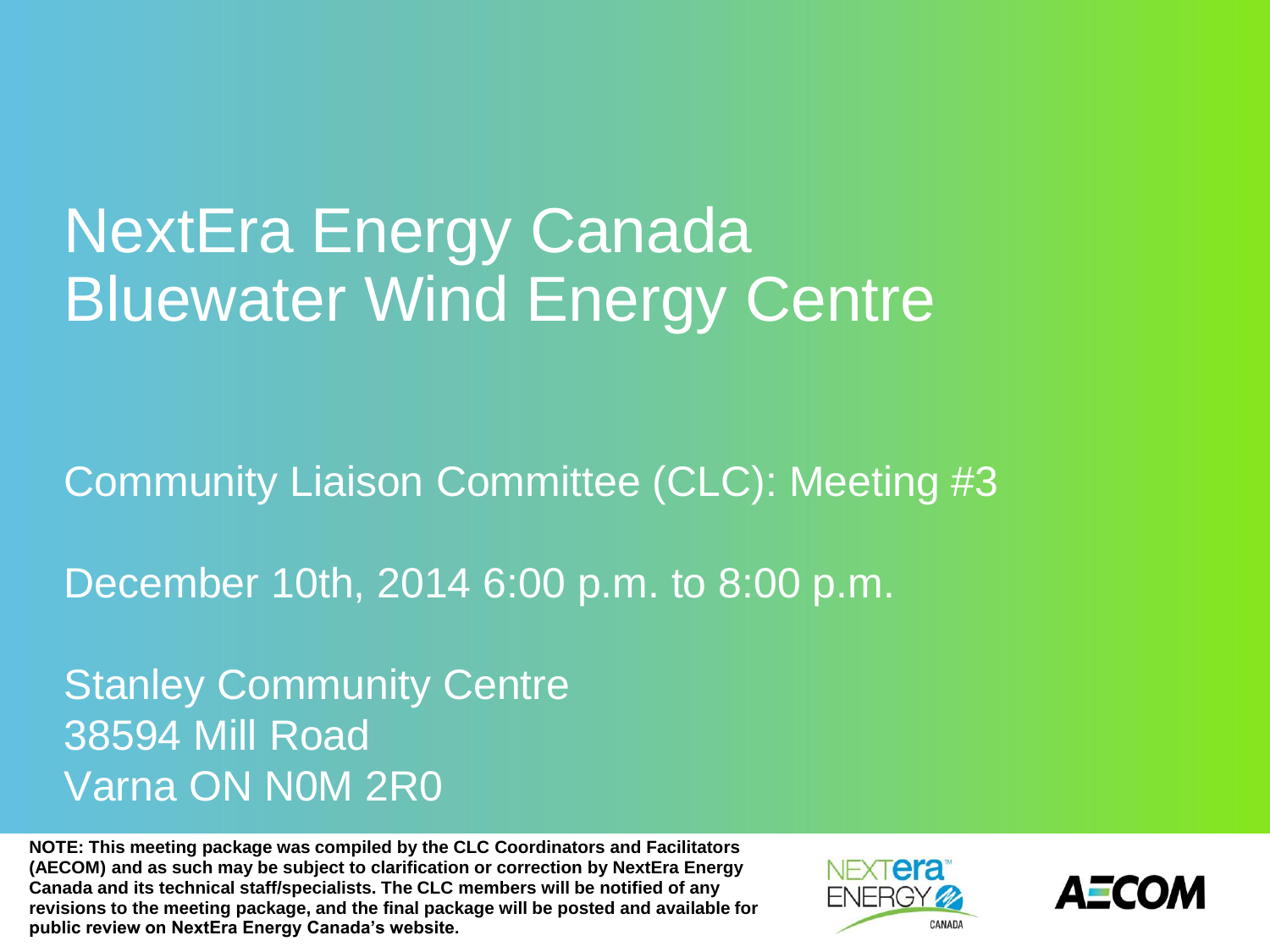# NextEra Energy Canada Bluewater Wind Energy Centre

Community Liaison Committee (CLC): Meeting #3

December 10th, 2014 6:00 p.m. to 8:00 p.m.

Stanley Community Centre
38594 Mill Road
Varna ON N0M 2R0

**NOTE: This meeting package was compiled by the CLC Coordinators and Facilitators (AECOM) and as such may be subject to clarification or correction by NextEra Energy Canada and its technical staff/specialists. The CLC members will be notified of any revisions to the meeting package, and the final package will be posted and available for public review on NextEra Energy Canada's website.**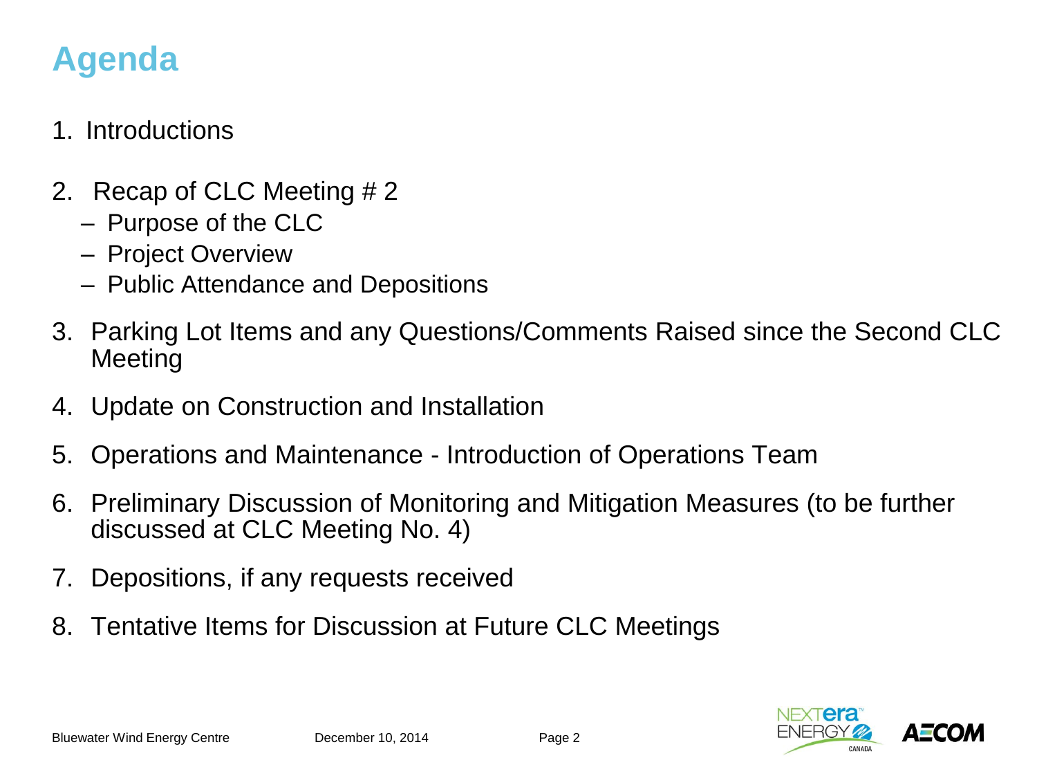# Agenda

1. Introductions
2. Recap of CLC Meeting # 2
   - Purpose of the CLC
   - Project Overview
   - Public Attendance and Depositions
3. Parking Lot Items and any Questions/Comments Raised since the Second CLC Meeting
4. Update on Construction and Installation
5. Operations and Maintenance - Introduction of Operations Team
6. Preliminary Discussion of Monitoring and Mitigation Measures (to be further discussed at CLC Meeting No. 4)
7. Depositions, if any requests received
8. Tentative Items for Discussion at Future CLC Meetings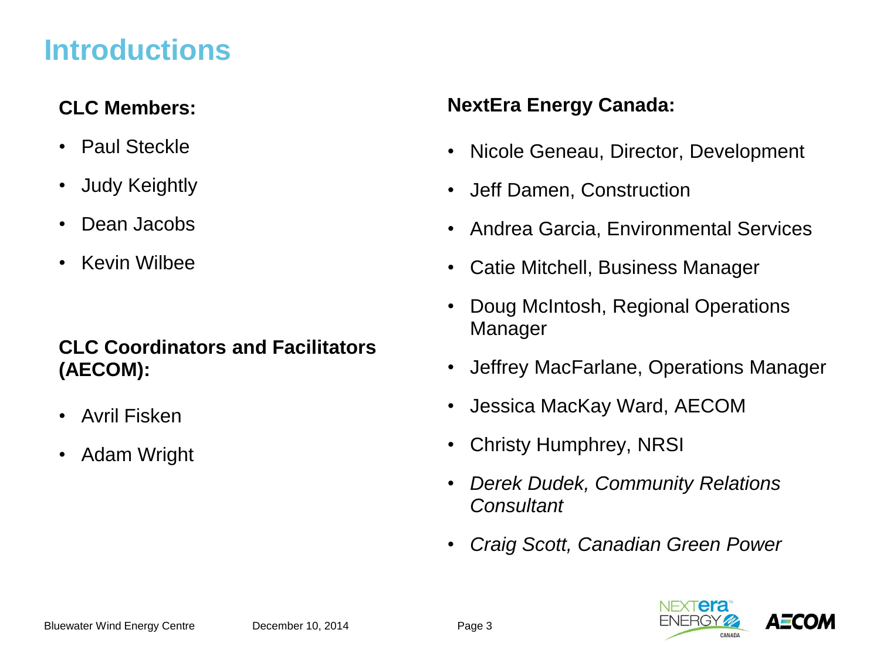# Introductions

**CLC Members:**

- Paul Steckle
- Judy Keightly
- Dean Jacobs
- Kevin Wilbee

**CLC Coordinators and Facilitators (AECOM):**

- Avril Fisken
- Adam Wright

**NextEra Energy Canada:**

- Nicole Geneau, Director, Development
- Jeff Damen, Construction
- Andrea Garcia, Environmental Services
- Catie Mitchell, Business Manager
- Doug McIntosh, Regional Operations Manager
- Jeffrey MacFarlane, Operations Manager
- Jessica MacKay Ward, AECOM
- Christy Humphrey, NRSI
- *Derek Dudek, Community Relations Consultant*
- *Craig Scott, Canadian Green Power*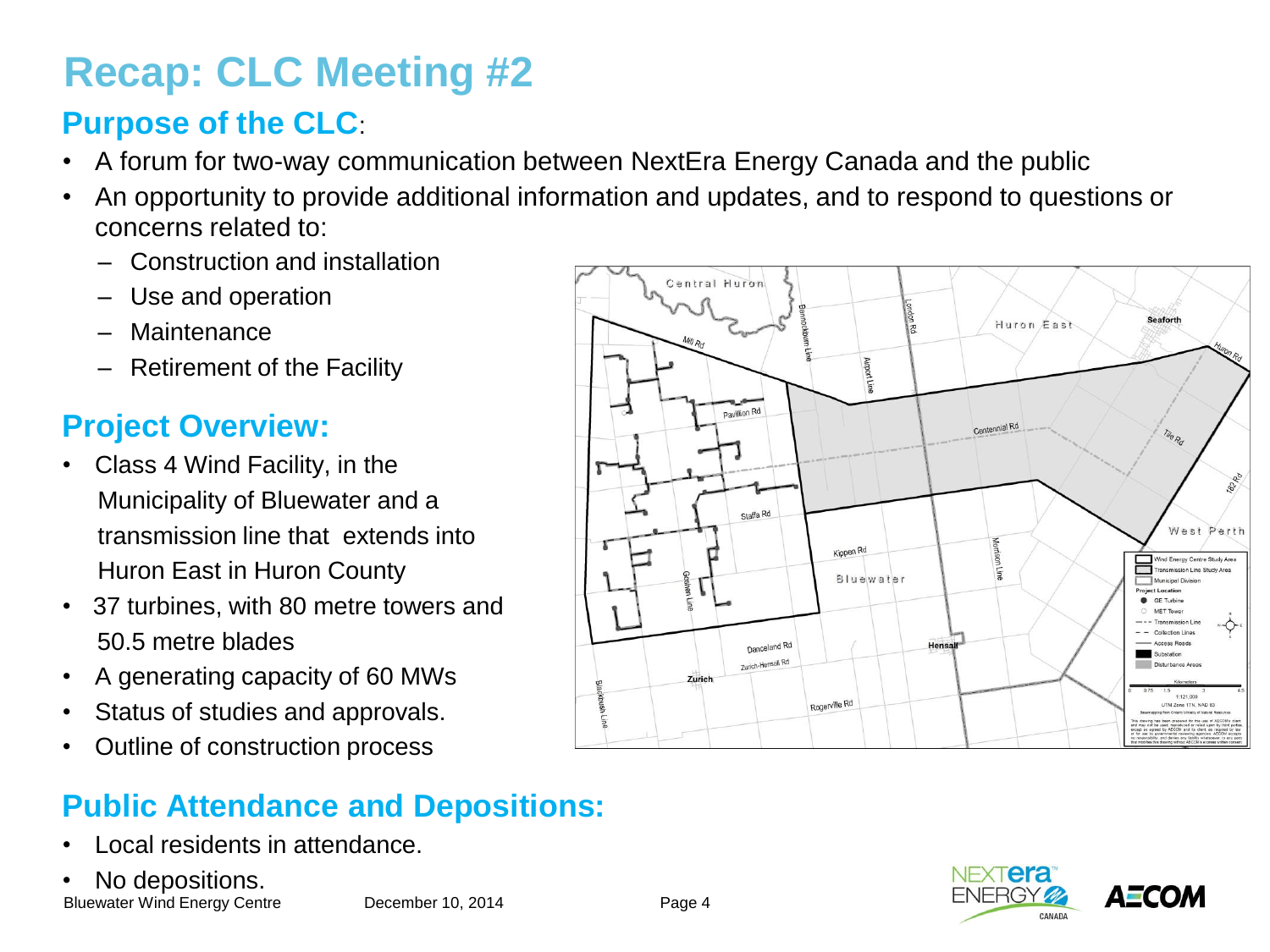# Recap: CLC Meeting #2

## Purpose of the CLC:

- A forum for two-way communication between NextEra Energy Canada and the public
- An opportunity to provide additional information and updates, and to respond to questions or concerns related to:
  - Construction and installation
  - Use and operation
  - Maintenance
  - Retirement of the Facility

## Project Overview:

- Class 4 Wind Facility, in the Municipality of Bluewater and a transmission line that extends into Huron East in Huron County
- 37 turbines, with 80 metre towers and 50.5 metre blades
- A generating capacity of 60 MWs
- Status of studies and approvals.
- Outline of construction process

## Public Attendance and Depositions:

- Local residents in attendance.
- No depositions.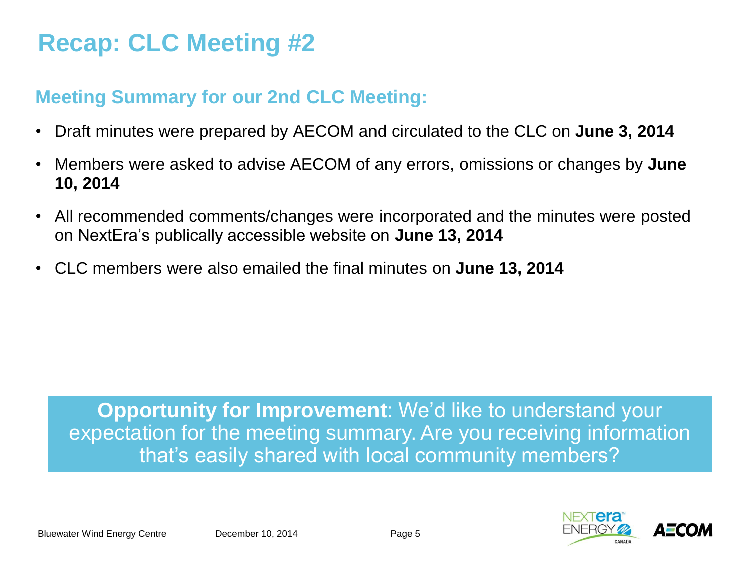# Recap: CLC Meeting #2

## Meeting Summary for our 2nd CLC Meeting:

- Draft minutes were prepared by AECOM and circulated to the CLC on **June 3, 2014**
- Members were asked to advise AECOM of any errors, omissions or changes by **June 10, 2014**
- All recommended comments/changes were incorporated and the minutes were posted on NextEra's publically accessible website on **June 13, 2014**
- CLC members were also emailed the final minutes on **June 13, 2014**

**Opportunity for Improvement**: We'd like to understand your expectation for the meeting summary. Are you receiving information that's easily shared with local community members?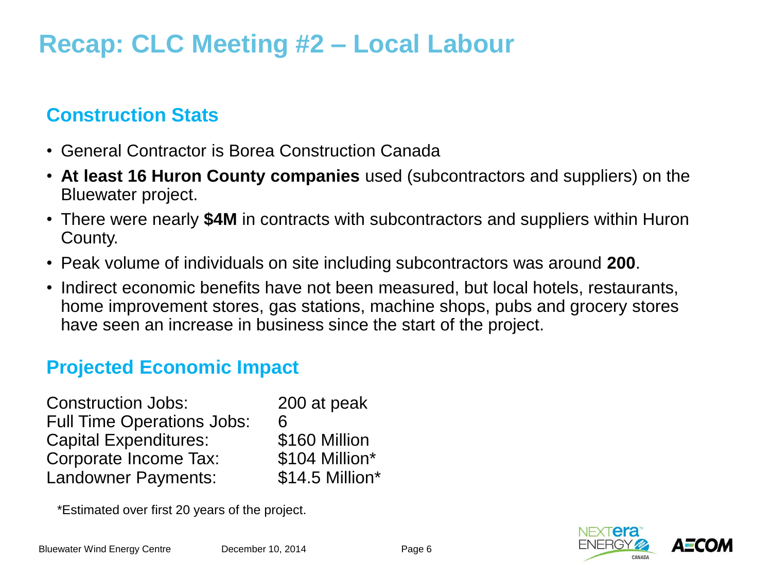# Recap: CLC Meeting #2 – Local Labour

## Construction Stats

- General Contractor is Borea Construction Canada
- **At least 16 Huron County companies** used (subcontractors and suppliers) on the Bluewater project.
- There were nearly **$4M** in contracts with subcontractors and suppliers within Huron County.
- Peak volume of individuals on site including subcontractors was around **200**.
- Indirect economic benefits have not been measured, but local hotels, restaurants, home improvement stores, gas stations, machine shops, pubs and grocery stores have seen an increase in business since the start of the project.

## Projected Economic Impact

| | |
|---|---|
| Construction Jobs: | 200 at peak |
| Full Time Operations Jobs: | 6 |
| Capital Expenditures: | $160 Million |
| Corporate Income Tax: | $104 Million* |
| Landowner Payments: | $14.5 Million* |

*Estimated over first 20 years of the project.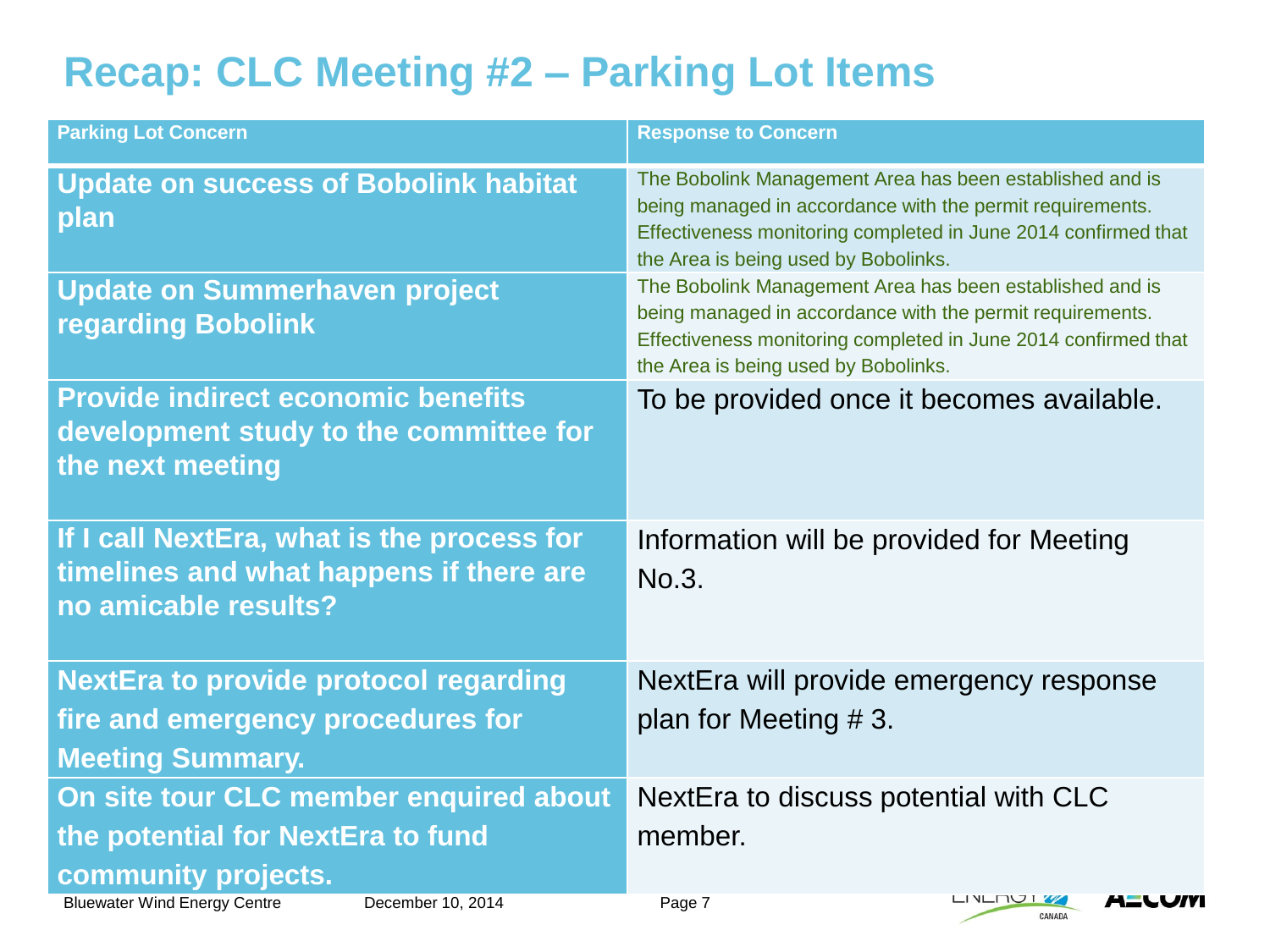# Recap: CLC Meeting #2 – Parking Lot Items

| Parking Lot Concern | Response to Concern |
|---|---|
| **Update on success of Bobolink habitat plan** | The Bobolink Management Area has been established and is being managed in accordance with the permit requirements. Effectiveness monitoring completed in June 2014 confirmed that the Area is being used by Bobolinks. |
| **Update on Summerhaven project regarding Bobolink** | The Bobolink Management Area has been established and is being managed in accordance with the permit requirements. Effectiveness monitoring completed in June 2014 confirmed that the Area is being used by Bobolinks. |
| **Provide indirect economic benefits development study to the committee for the next meeting** | To be provided once it becomes available. |
| **If I call NextEra, what is the process for timelines and what happens if there are no amicable results?** | Information will be provided for Meeting No.3. |
| **NextEra to provide protocol regarding fire and emergency procedures for Meeting Summary.** | NextEra will provide emergency response plan for Meeting # 3. |
| **On site tour CLC member enquired about the potential for NextEra to fund community projects.** | NextEra to discuss potential with CLC member. |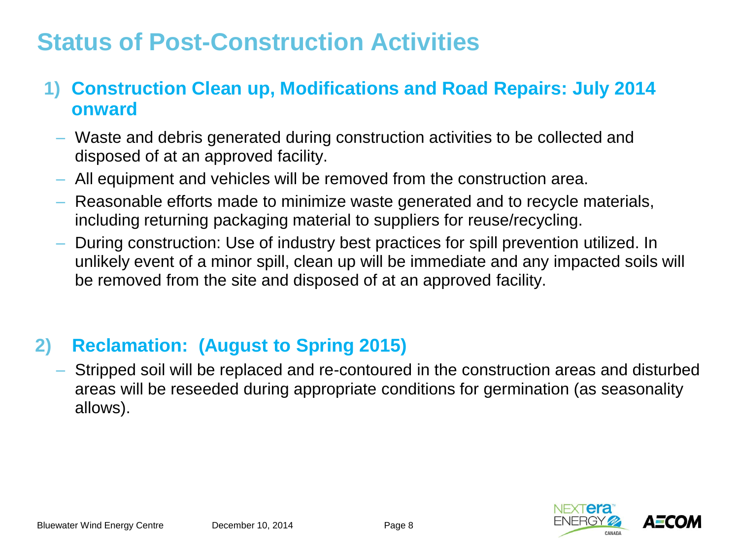# Status of Post-Construction Activities

## 1) Construction Clean up, Modifications and Road Repairs: July 2014 onward

- Waste and debris generated during construction activities to be collected and disposed of at an approved facility.
- All equipment and vehicles will be removed from the construction area.
- Reasonable efforts made to minimize waste generated and to recycle materials, including returning packaging material to suppliers for reuse/recycling.
- During construction: Use of industry best practices for spill prevention utilized. In unlikely event of a minor spill, clean up will be immediate and any impacted soils will be removed from the site and disposed of at an approved facility.

## 2) Reclamation: (August to Spring 2015)

- Stripped soil will be replaced and re-contoured in the construction areas and disturbed areas will be reseeded during appropriate conditions for germination (as seasonality allows).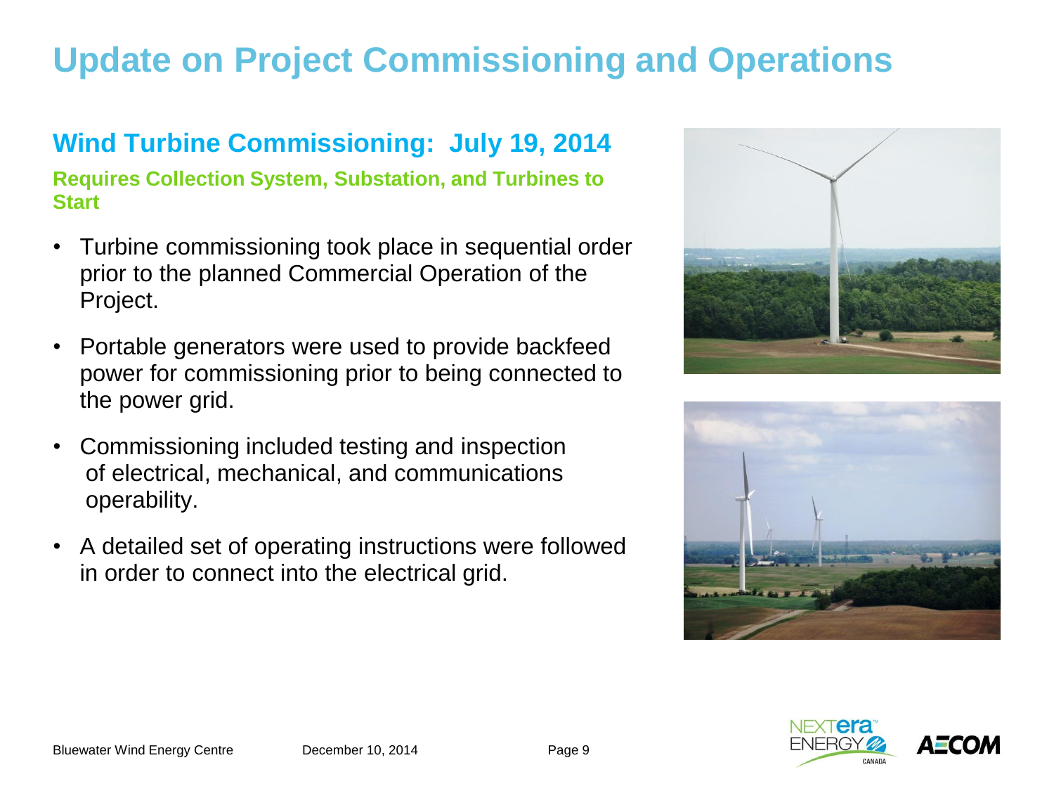# Update on Project Commissioning and Operations

## Wind Turbine Commissioning: July 19, 2014

### Requires Collection System, Substation, and Turbines to Start

- Turbine commissioning took place in sequential order prior to the planned Commercial Operation of the Project.
- Portable generators were used to provide backfeed power for commissioning prior to being connected to the power grid.
- Commissioning included testing and inspection of electrical, mechanical, and communications operability.
- A detailed set of operating instructions were followed in order to connect into the electrical grid.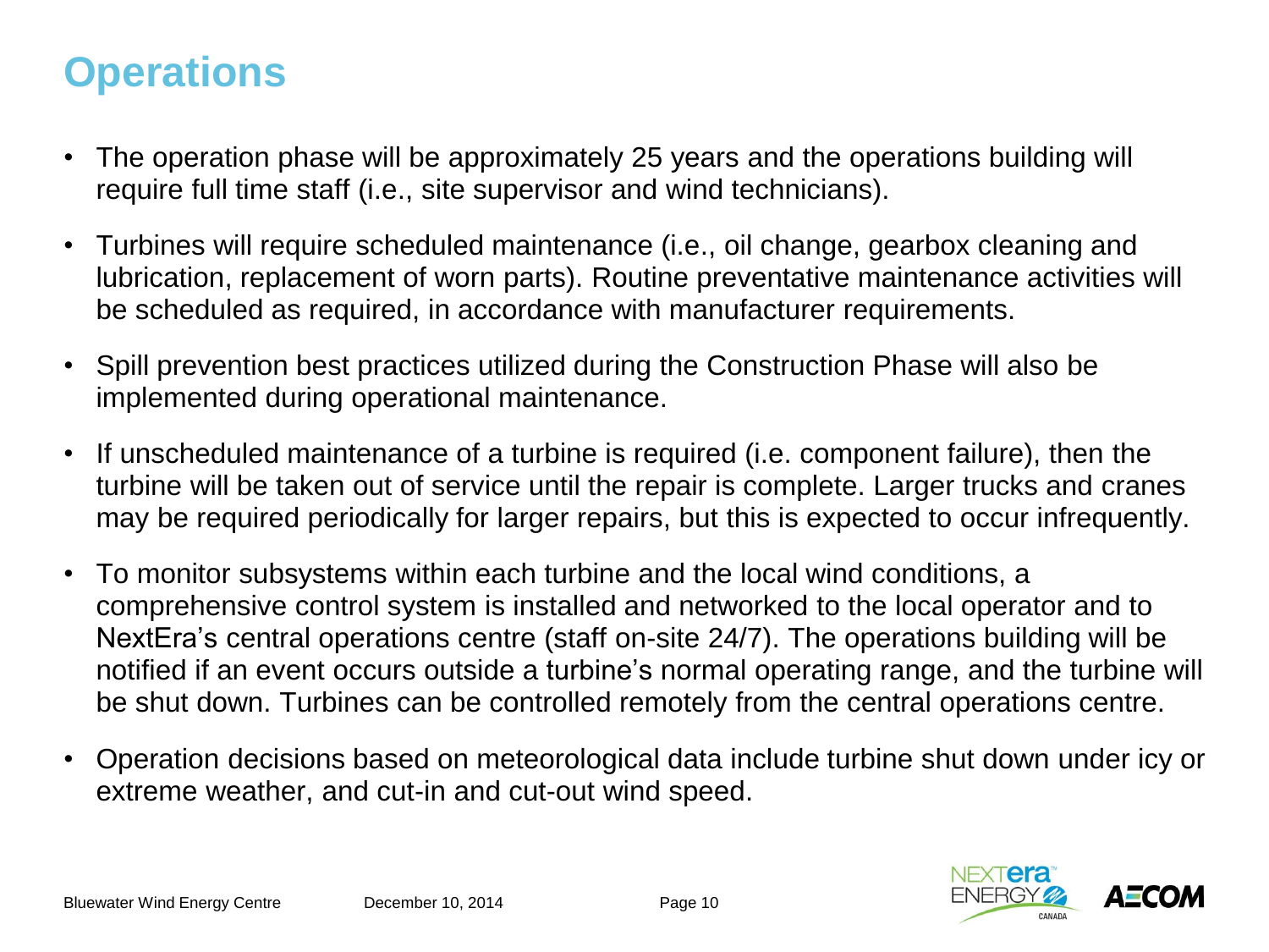# Operations

- The operation phase will be approximately 25 years and the operations building will require full time staff (i.e., site supervisor and wind technicians).
- Turbines will require scheduled maintenance (i.e., oil change, gearbox cleaning and lubrication, replacement of worn parts). Routine preventative maintenance activities will be scheduled as required, in accordance with manufacturer requirements.
- Spill prevention best practices utilized during the Construction Phase will also be implemented during operational maintenance.
- If unscheduled maintenance of a turbine is required (i.e. component failure), then the turbine will be taken out of service until the repair is complete. Larger trucks and cranes may be required periodically for larger repairs, but this is expected to occur infrequently.
- To monitor subsystems within each turbine and the local wind conditions, a comprehensive control system is installed and networked to the local operator and to NextEra's central operations centre (staff on-site 24/7). The operations building will be notified if an event occurs outside a turbine's normal operating range, and the turbine will be shut down. Turbines can be controlled remotely from the central operations centre.
- Operation decisions based on meteorological data include turbine shut down under icy or extreme weather, and cut-in and cut-out wind speed.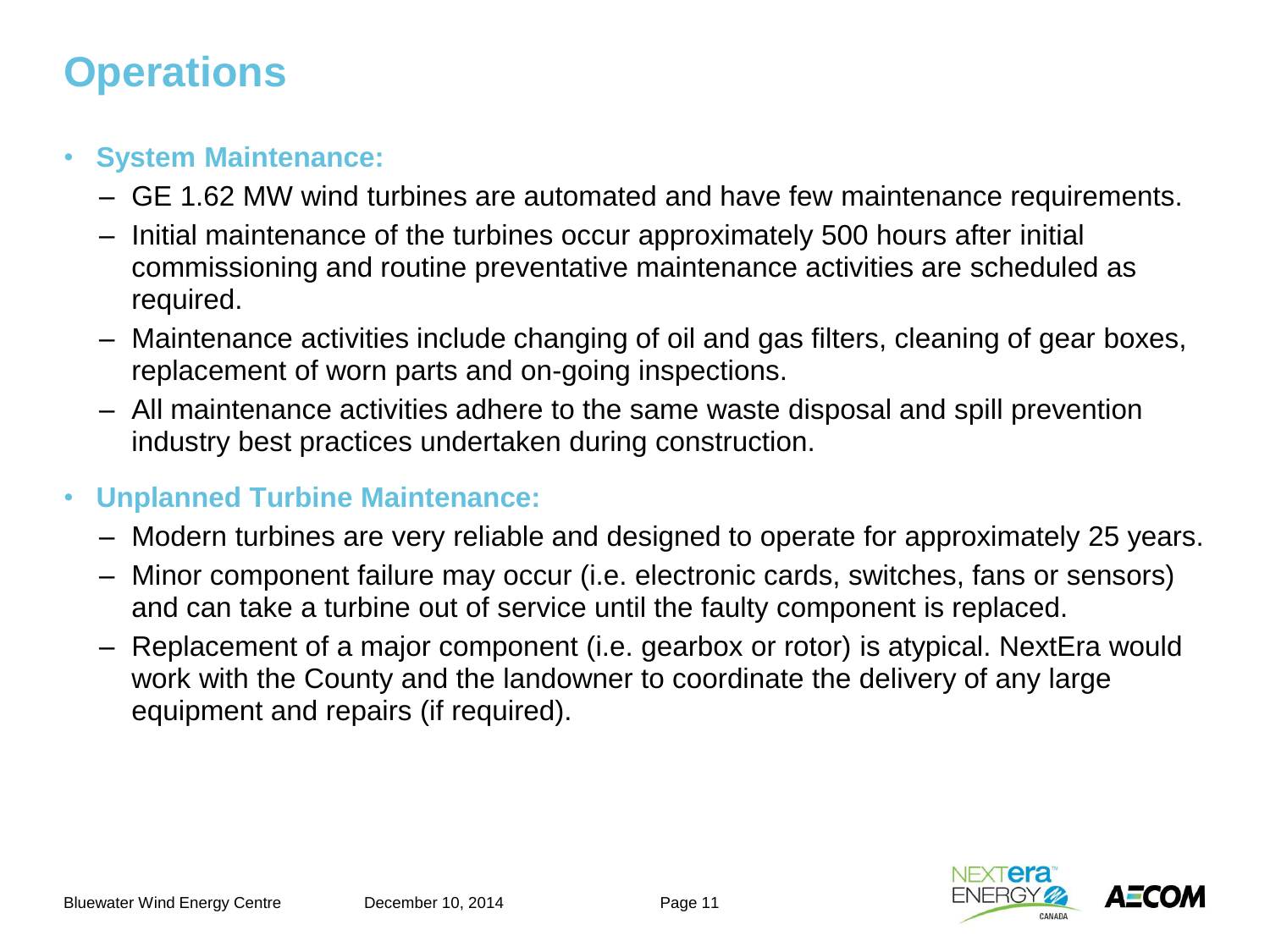# Operations

- **System Maintenance:**
  - GE 1.62 MW wind turbines are automated and have few maintenance requirements.
  - Initial maintenance of the turbines occur approximately 500 hours after initial commissioning and routine preventative maintenance activities are scheduled as required.
  - Maintenance activities include changing of oil and gas filters, cleaning of gear boxes, replacement of worn parts and on-going inspections.
  - All maintenance activities adhere to the same waste disposal and spill prevention industry best practices undertaken during construction.
- **Unplanned Turbine Maintenance:**
  - Modern turbines are very reliable and designed to operate for approximately 25 years.
  - Minor component failure may occur (i.e. electronic cards, switches, fans or sensors) and can take a turbine out of service until the faulty component is replaced.
  - Replacement of a major component (i.e. gearbox or rotor) is atypical. NextEra would work with the County and the landowner to coordinate the delivery of any large equipment and repairs (if required).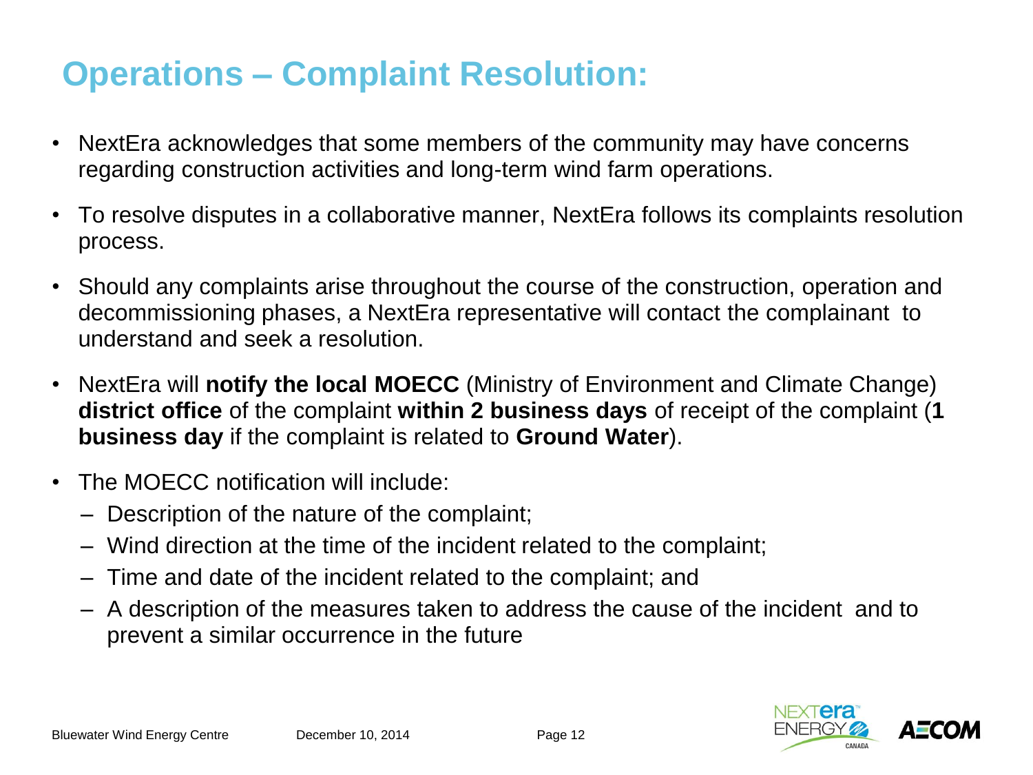# Operations – Complaint Resolution:

- NextEra acknowledges that some members of the community may have concerns regarding construction activities and long-term wind farm operations.
- To resolve disputes in a collaborative manner, NextEra follows its complaints resolution process.
- Should any complaints arise throughout the course of the construction, operation and decommissioning phases, a NextEra representative will contact the complainant to understand and seek a resolution.
- NextEra will **notify the local MOECC** (Ministry of Environment and Climate Change) **district office** of the complaint **within 2 business days** of receipt of the complaint (**1 business day** if the complaint is related to **Ground Water**).
- The MOECC notification will include:
  - Description of the nature of the complaint;
  - Wind direction at the time of the incident related to the complaint;
  - Time and date of the incident related to the complaint; and
  - A description of the measures taken to address the cause of the incident and to prevent a similar occurrence in the future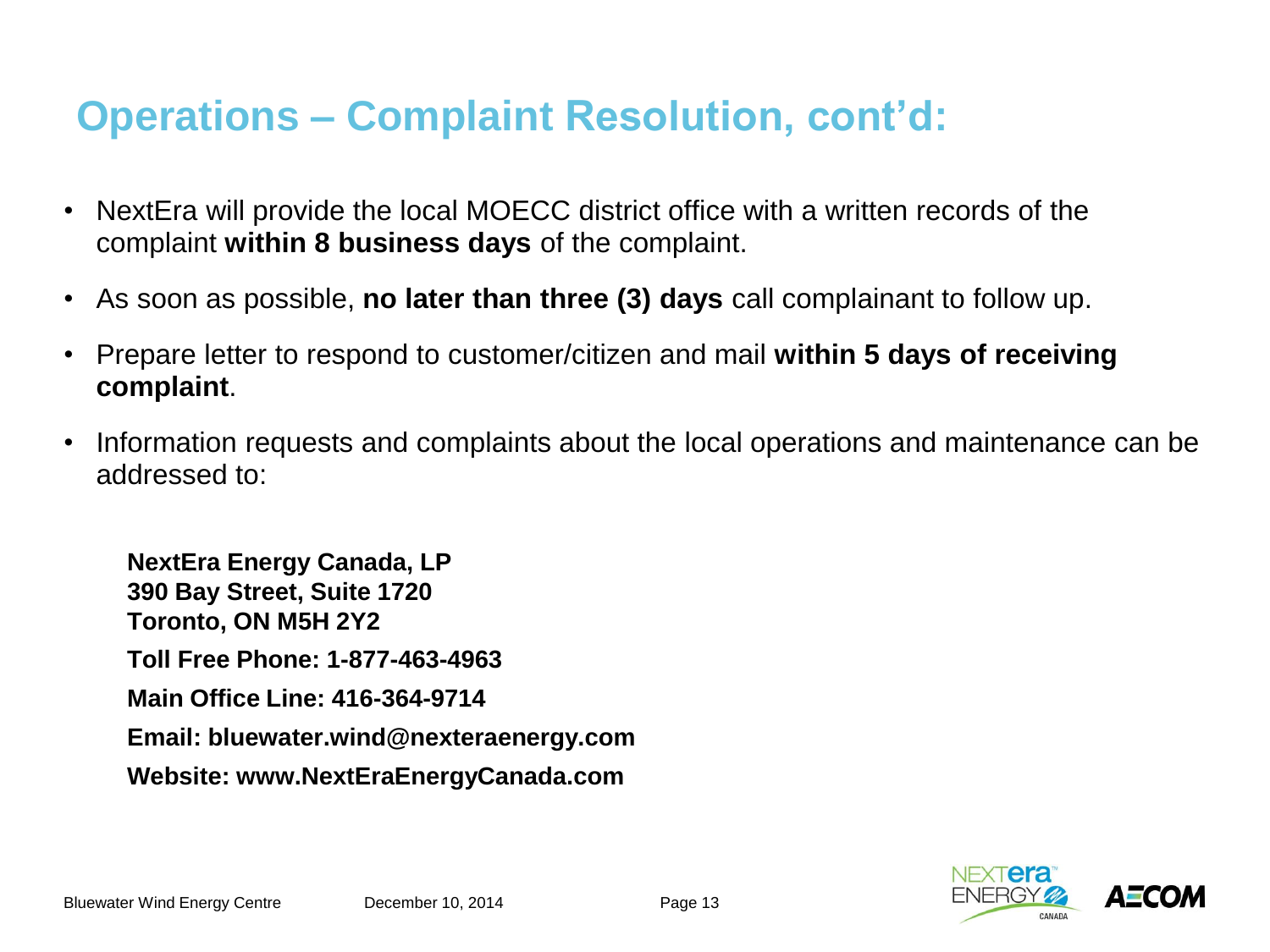# Operations – Complaint Resolution, cont'd:

- NextEra will provide the local MOECC district office with a written records of the complaint **within 8 business days** of the complaint.
- As soon as possible, **no later than three (3) days** call complainant to follow up.
- Prepare letter to respond to customer/citizen and mail **within 5 days of receiving complaint**.
- Information requests and complaints about the local operations and maintenance can be addressed to:

**NextEra Energy Canada, LP**
**390 Bay Street, Suite 1720**
**Toronto, ON M5H 2Y2**

**Toll Free Phone: 1-877-463-4963**

**Main Office Line: 416-364-9714**

**Email: bluewater.wind@nexteraenergy.com**

**Website: www.NextEraEnergyCanada.com**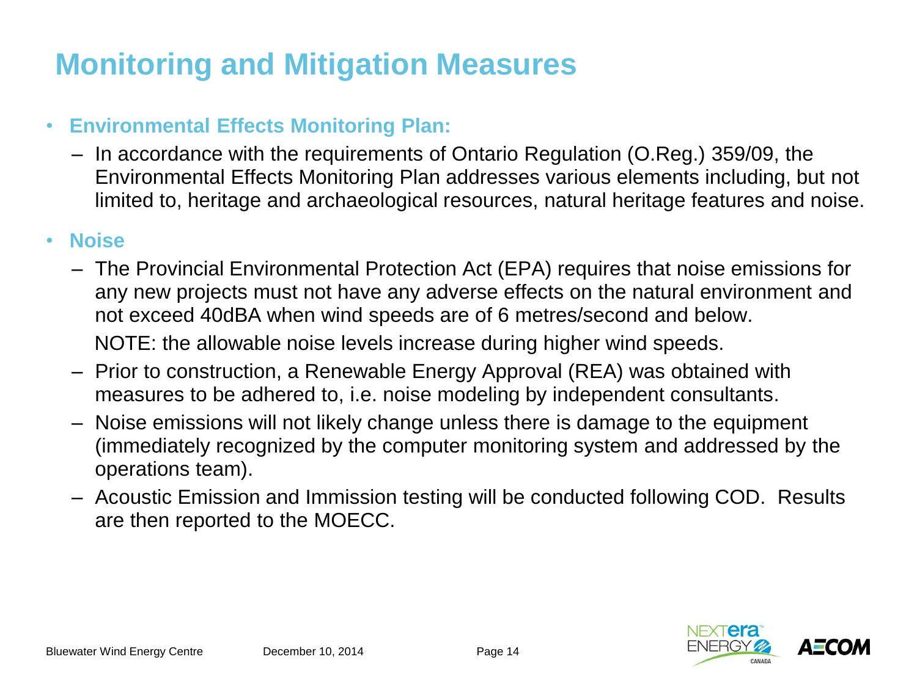# Monitoring and Mitigation Measures

- **Environmental Effects Monitoring Plan:**
  - In accordance with the requirements of Ontario Regulation (O.Reg.) 359/09, the Environmental Effects Monitoring Plan addresses various elements including, but not limited to, heritage and archaeological resources, natural heritage features and noise.
- **Noise**
  - The Provincial Environmental Protection Act (EPA) requires that noise emissions for any new projects must not have any adverse effects on the natural environment and not exceed 40dBA when wind speeds are of 6 metres/second and below.

    NOTE: the allowable noise levels increase during higher wind speeds.
  - Prior to construction, a Renewable Energy Approval (REA) was obtained with measures to be adhered to, i.e. noise modeling by independent consultants.
  - Noise emissions will not likely change unless there is damage to the equipment (immediately recognized by the computer monitoring system and addressed by the operations team).
  - Acoustic Emission and Immission testing will be conducted following COD. Results are then reported to the MOECC.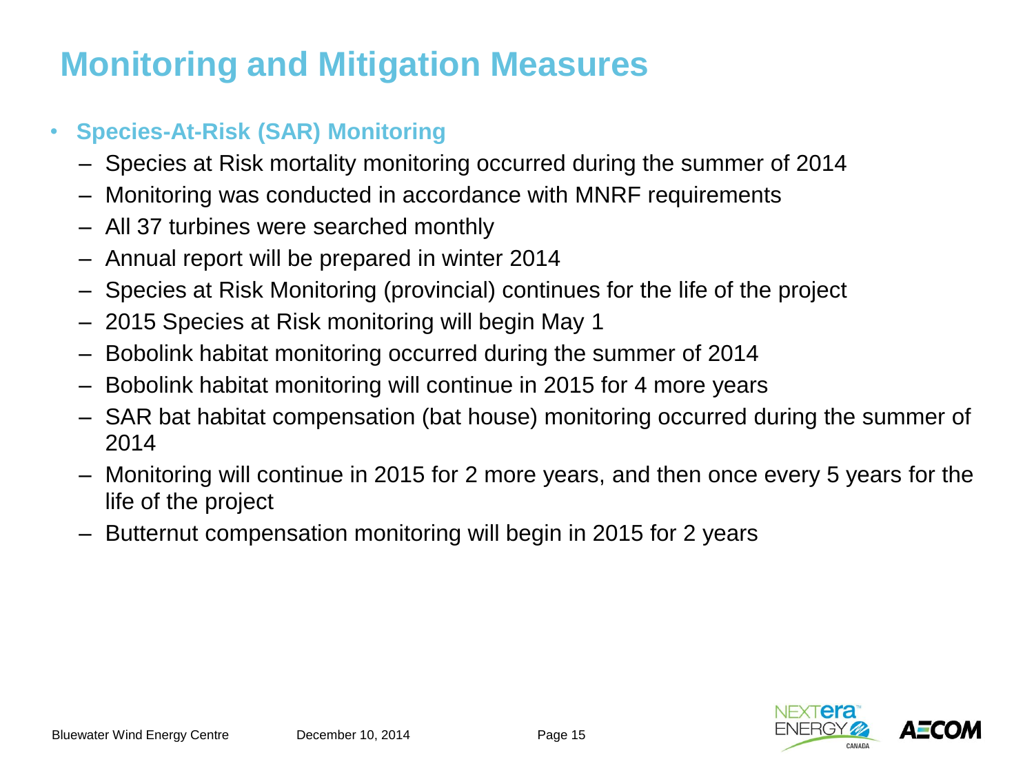# Monitoring and Mitigation Measures

- **Species-At-Risk (SAR) Monitoring**
  - Species at Risk mortality monitoring occurred during the summer of 2014
  - Monitoring was conducted in accordance with MNRF requirements
  - All 37 turbines were searched monthly
  - Annual report will be prepared in winter 2014
  - Species at Risk Monitoring (provincial) continues for the life of the project
  - 2015 Species at Risk monitoring will begin May 1
  - Bobolink habitat monitoring occurred during the summer of 2014
  - Bobolink habitat monitoring will continue in 2015 for 4 more years
  - SAR bat habitat compensation (bat house) monitoring occurred during the summer of 2014
  - Monitoring will continue in 2015 for 2 more years, and then once every 5 years for the life of the project
  - Butternut compensation monitoring will begin in 2015 for 2 years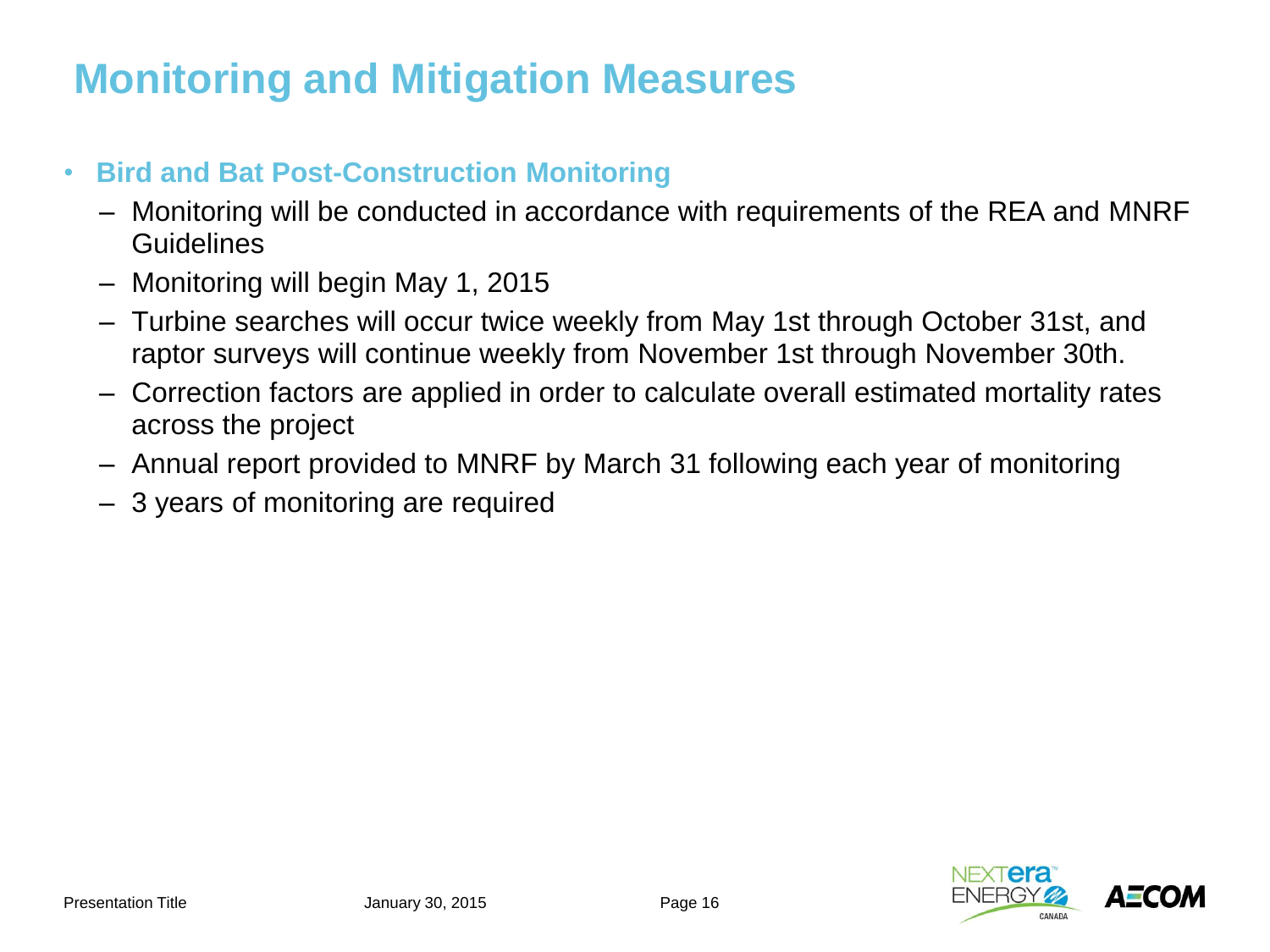# Monitoring and Mitigation Measures

- **Bird and Bat Post-Construction Monitoring**
  - Monitoring will be conducted in accordance with requirements of the REA and MNRF Guidelines
  - Monitoring will begin May 1, 2015
  - Turbine searches will occur twice weekly from May 1st through October 31st, and raptor surveys will continue weekly from November 1st through November 30th.
  - Correction factors are applied in order to calculate overall estimated mortality rates across the project
  - Annual report provided to MNRF by March 31 following each year of monitoring
  - 3 years of monitoring are required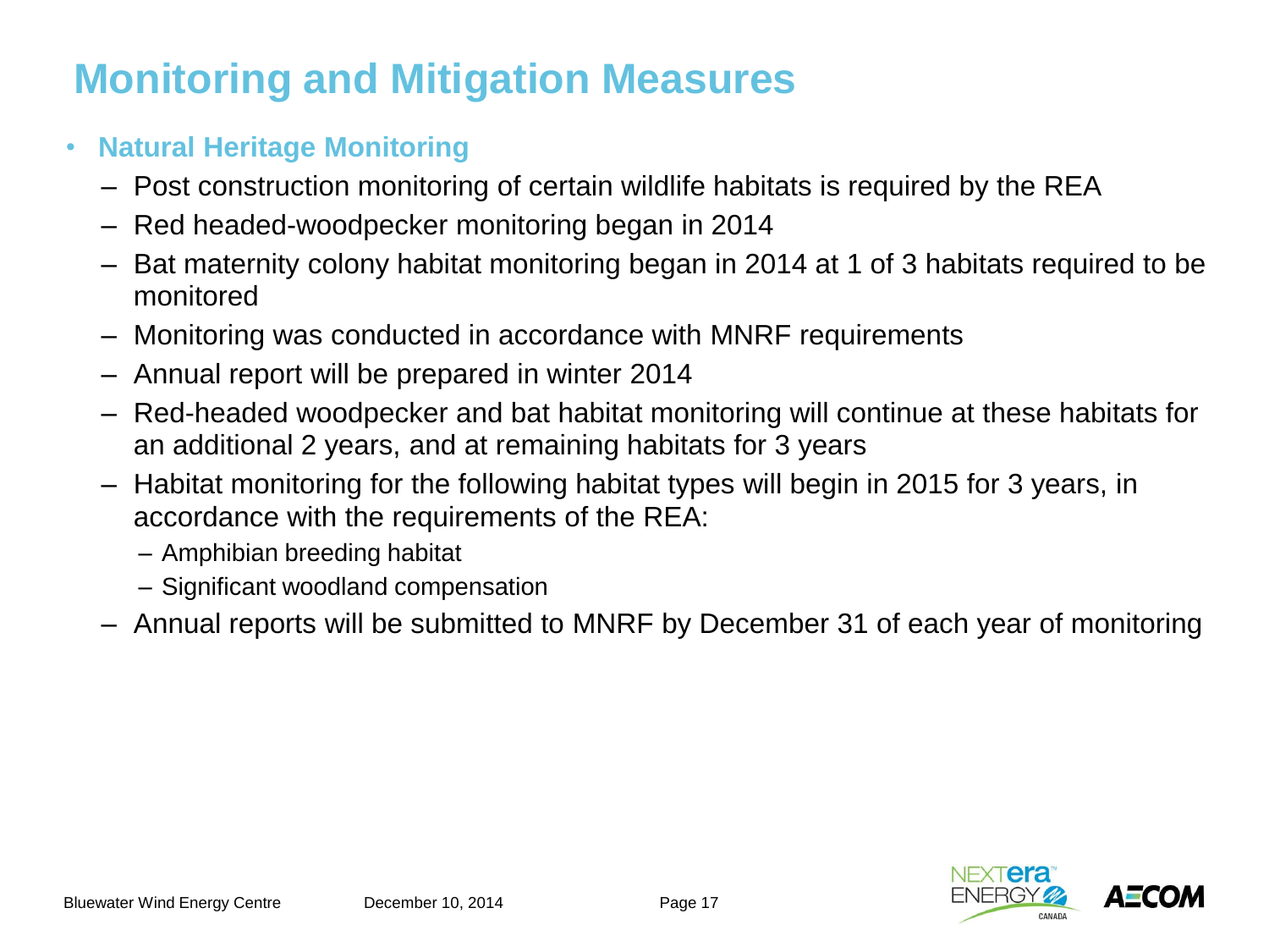# Monitoring and Mitigation Measures

- **Natural Heritage Monitoring**
  - Post construction monitoring of certain wildlife habitats is required by the REA
  - Red headed-woodpecker monitoring began in 2014
  - Bat maternity colony habitat monitoring began in 2014 at 1 of 3 habitats required to be monitored
  - Monitoring was conducted in accordance with MNRF requirements
  - Annual report will be prepared in winter 2014
  - Red-headed woodpecker and bat habitat monitoring will continue at these habitats for an additional 2 years, and at remaining habitats for 3 years
  - Habitat monitoring for the following habitat types will begin in 2015 for 3 years, in accordance with the requirements of the REA:
    - Amphibian breeding habitat
    - Significant woodland compensation
  - Annual reports will be submitted to MNRF by December 31 of each year of monitoring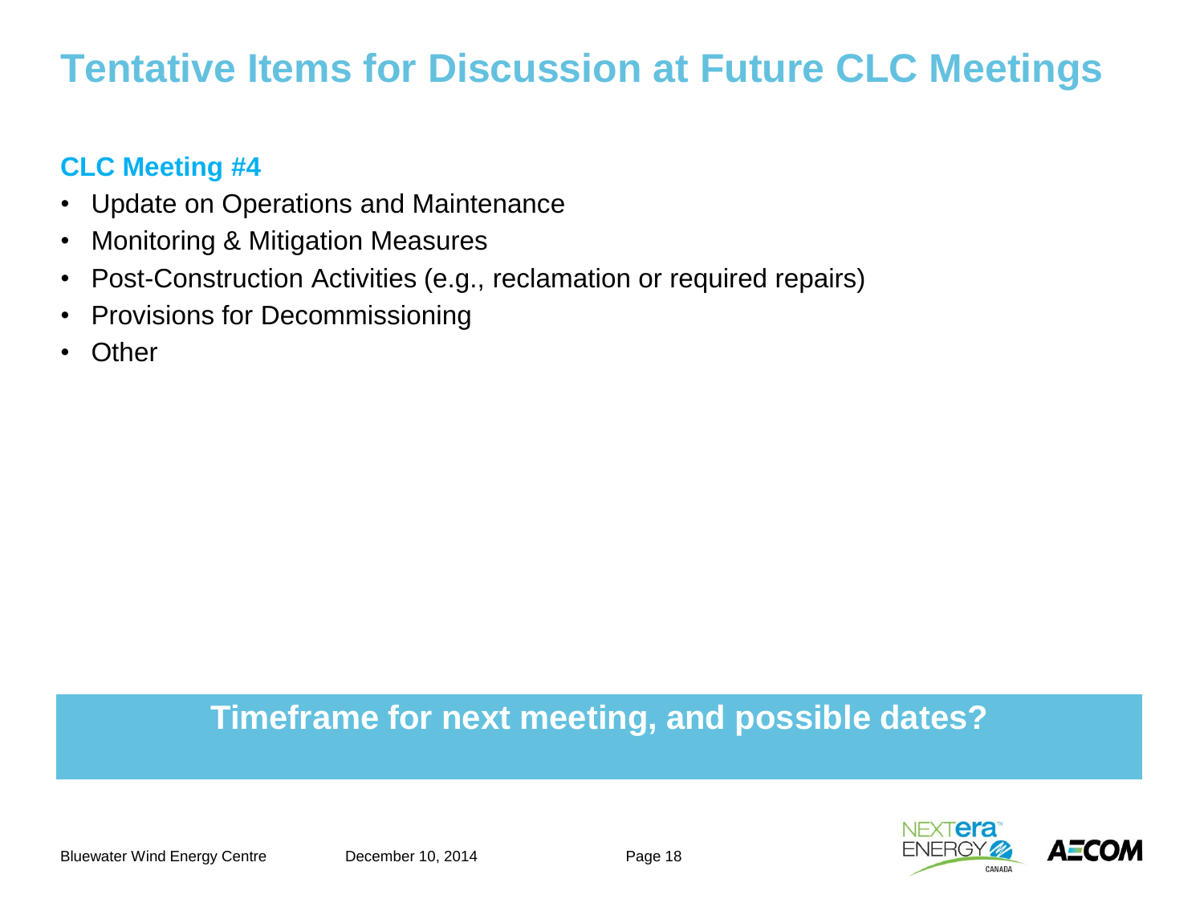# Tentative Items for Discussion at Future CLC Meetings

## CLC Meeting #4

- Update on Operations and Maintenance
- Monitoring & Mitigation Measures
- Post-Construction Activities (e.g., reclamation or required repairs)
- Provisions for Decommissioning
- Other

**Timeframe for next meeting, and possible dates?**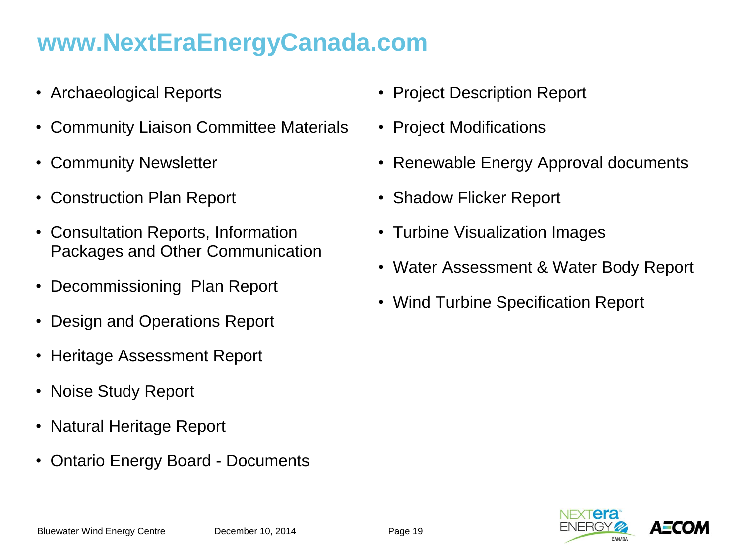# www.NextEraEnergyCanada.com

- Archaeological Reports
- Community Liaison Committee Materials
- Community Newsletter
- Construction Plan Report
- Consultation Reports, Information Packages and Other Communication
- Decommissioning Plan Report
- Design and Operations Report
- Heritage Assessment Report
- Noise Study Report
- Natural Heritage Report
- Ontario Energy Board - Documents
- Project Description Report
- Project Modifications
- Renewable Energy Approval documents
- Shadow Flicker Report
- Turbine Visualization Images
- Water Assessment & Water Body Report
- Wind Turbine Specification Report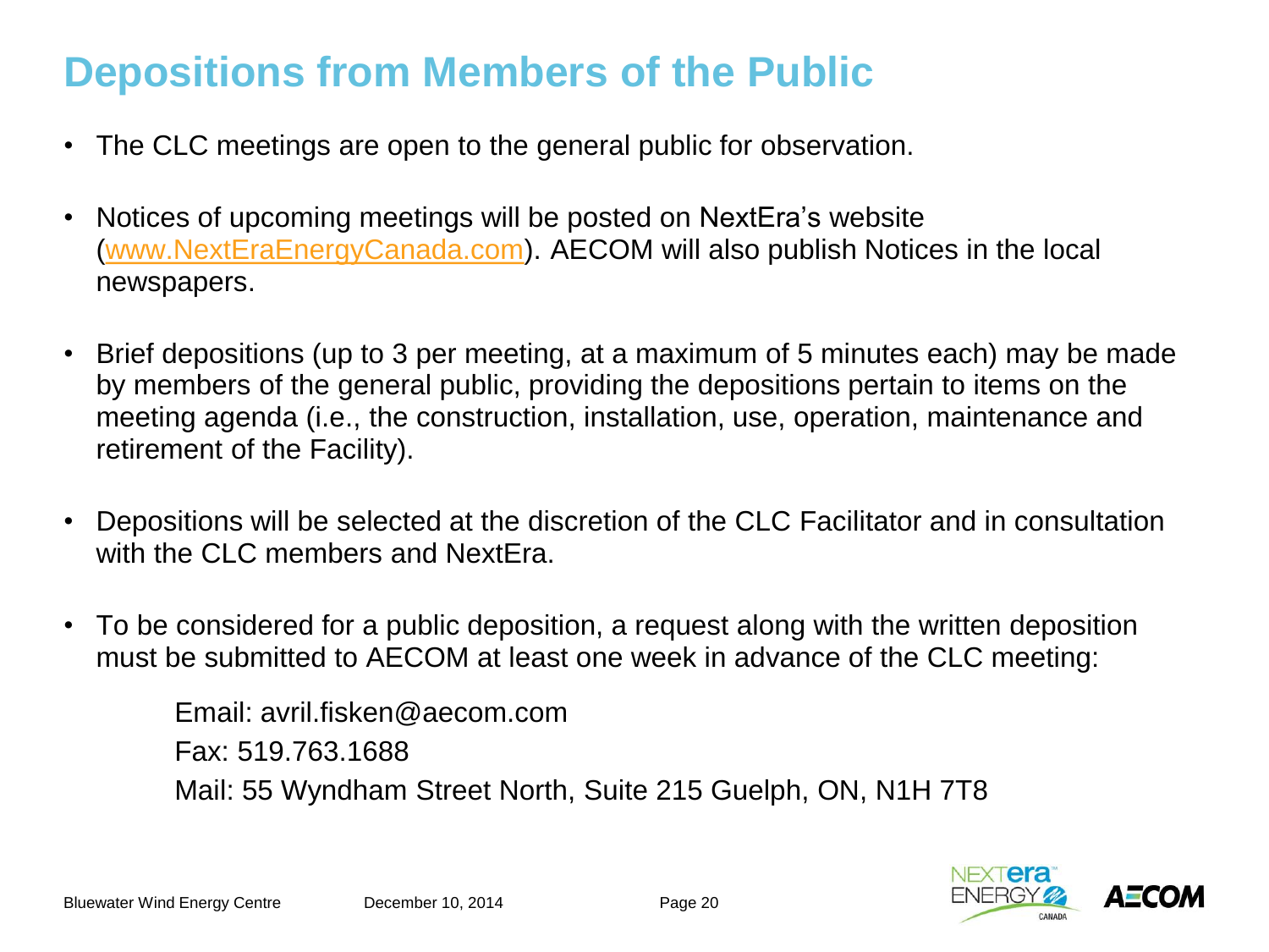# Depositions from Members of the Public

- The CLC meetings are open to the general public for observation.
- Notices of upcoming meetings will be posted on NextEra's website (www.NextEraEnergyCanada.com). AECOM will also publish Notices in the local newspapers.
- Brief depositions (up to 3 per meeting, at a maximum of 5 minutes each) may be made by members of the general public, providing the depositions pertain to items on the meeting agenda (i.e., the construction, installation, use, operation, maintenance and retirement of the Facility).
- Depositions will be selected at the discretion of the CLC Facilitator and in consultation with the CLC members and NextEra.
- To be considered for a public deposition, a request along with the written deposition must be submitted to AECOM at least one week in advance of the CLC meeting:

  Email: avril.fisken@aecom.com

  Fax: 519.763.1688

  Mail: 55 Wyndham Street North, Suite 215 Guelph, ON, N1H 7T8